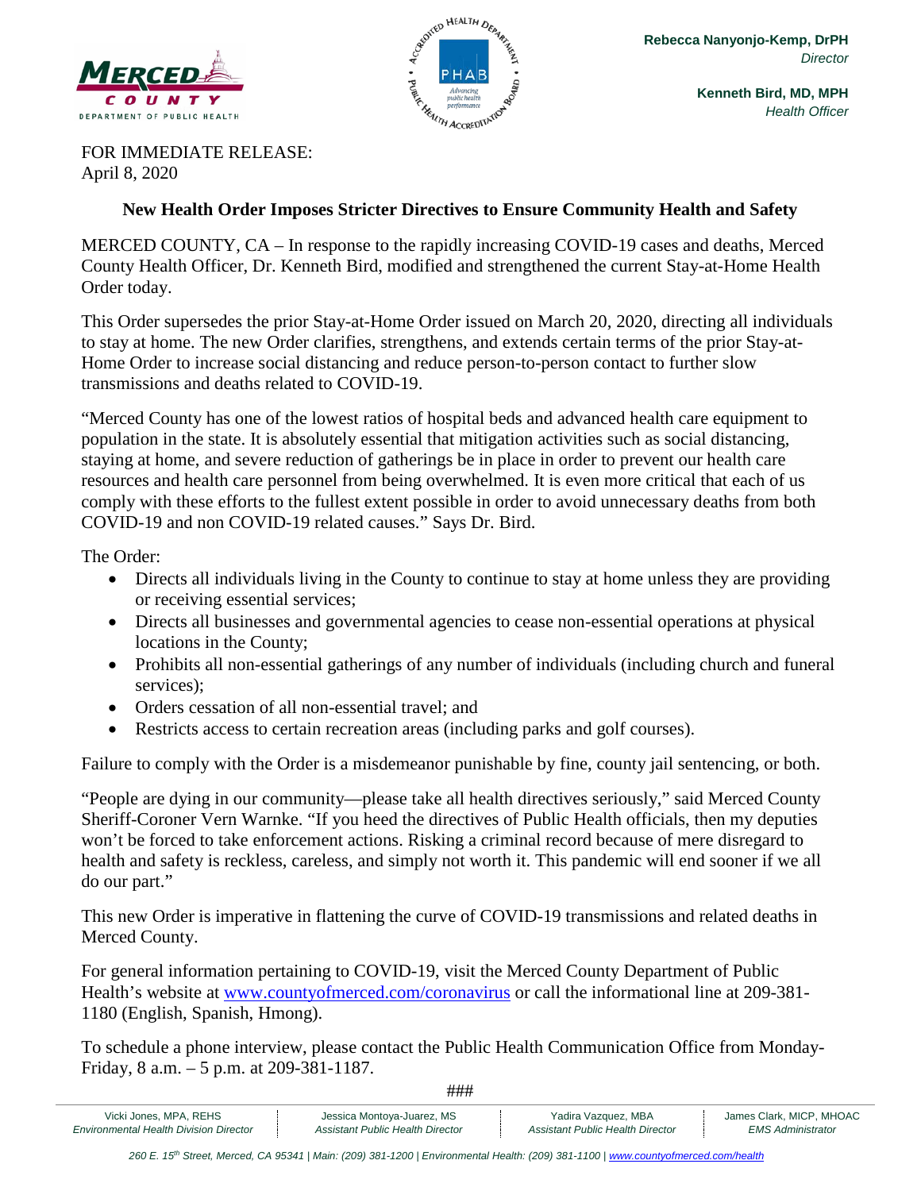MERCED COUNTY DEPARTMENT OF PUBLIC HEALTH

**Rebecca Nanyonjo-Kemp, DrPH**
*Director*

**Kenneth Bird, MD, MPH**
*Health Officer*

FOR IMMEDIATE RELEASE:
April 8, 2020

## New Health Order Imposes Stricter Directives to Ensure Community Health and Safety

MERCED COUNTY, CA – In response to the rapidly increasing COVID-19 cases and deaths, Merced County Health Officer, Dr. Kenneth Bird, modified and strengthened the current Stay-at-Home Health Order today.

This Order supersedes the prior Stay-at-Home Order issued on March 20, 2020, directing all individuals to stay at home. The new Order clarifies, strengthens, and extends certain terms of the prior Stay-at-Home Order to increase social distancing and reduce person-to-person contact to further slow transmissions and deaths related to COVID-19.

"Merced County has one of the lowest ratios of hospital beds and advanced health care equipment to population in the state. It is absolutely essential that mitigation activities such as social distancing, staying at home, and severe reduction of gatherings be in place in order to prevent our health care resources and health care personnel from being overwhelmed. It is even more critical that each of us comply with these efforts to the fullest extent possible in order to avoid unnecessary deaths from both COVID-19 and non COVID-19 related causes." Says Dr. Bird.

The Order:

- Directs all individuals living in the County to continue to stay at home unless they are providing or receiving essential services;
- Directs all businesses and governmental agencies to cease non-essential operations at physical locations in the County;
- Prohibits all non-essential gatherings of any number of individuals (including church and funeral services);
- Orders cessation of all non-essential travel; and
- Restricts access to certain recreation areas (including parks and golf courses).

Failure to comply with the Order is a misdemeanor punishable by fine, county jail sentencing, or both.

"People are dying in our community—please take all health directives seriously," said Merced County Sheriff-Coroner Vern Warnke. "If you heed the directives of Public Health officials, then my deputies won't be forced to take enforcement actions. Risking a criminal record because of mere disregard to health and safety is reckless, careless, and simply not worth it. This pandemic will end sooner if we all do our part."

This new Order is imperative in flattening the curve of COVID-19 transmissions and related deaths in Merced County.

For general information pertaining to COVID-19, visit the Merced County Department of Public Health's website at www.countyofmerced.com/coronavirus or call the informational line at 209-381-1180 (English, Spanish, Hmong).

To schedule a phone interview, please contact the Public Health Communication Office from Monday-Friday, 8 a.m. – 5 p.m. at 209-381-1187.

###

Vicki Jones, MPA, REHS, *Environmental Health Division Director* | Jessica Montoya-Juarez, MS, *Assistant Public Health Director* | Yadira Vazquez, MBA, *Assistant Public Health Director* | James Clark, MICP, MHOAC, *EMS Administrator*

*260 E. 15th Street, Merced, CA 95341 | Main: (209) 381-1200 | Environmental Health: (209) 381-1100 | www.countyofmerced.com/health*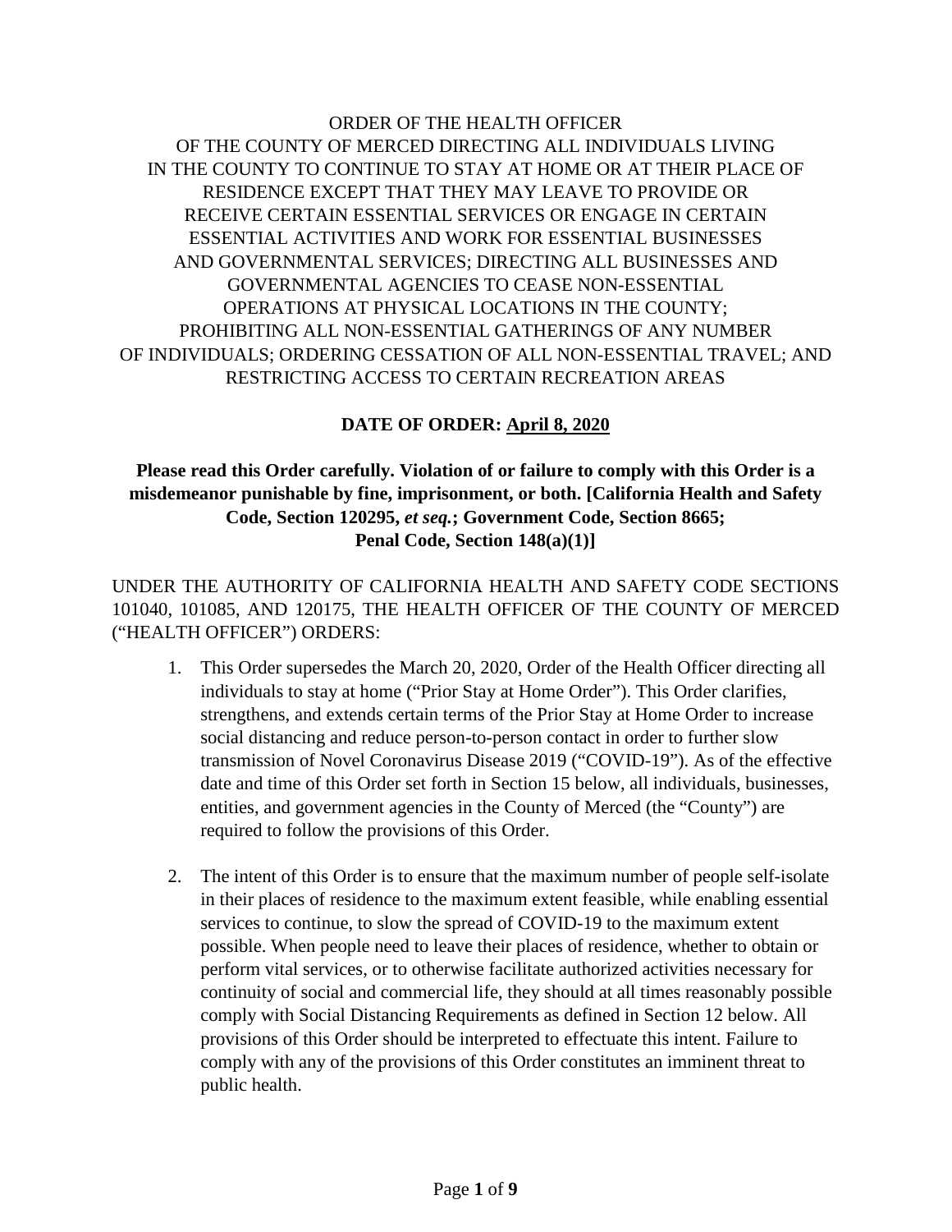ORDER OF THE HEALTH OFFICER
OF THE COUNTY OF MERCED DIRECTING ALL INDIVIDUALS LIVING
IN THE COUNTY TO CONTINUE TO STAY AT HOME OR AT THEIR PLACE OF
RESIDENCE EXCEPT THAT THEY MAY LEAVE TO PROVIDE OR
RECEIVE CERTAIN ESSENTIAL SERVICES OR ENGAGE IN CERTAIN
ESSENTIAL ACTIVITIES AND WORK FOR ESSENTIAL BUSINESSES
AND GOVERNMENTAL SERVICES; DIRECTING ALL BUSINESSES AND
GOVERNMENTAL AGENCIES TO CEASE NON-ESSENTIAL
OPERATIONS AT PHYSICAL LOCATIONS IN THE COUNTY;
PROHIBITING ALL NON-ESSENTIAL GATHERINGS OF ANY NUMBER
OF INDIVIDUALS; ORDERING CESSATION OF ALL NON-ESSENTIAL TRAVEL; AND
RESTRICTING ACCESS TO CERTAIN RECREATION AREAS

**DATE OF ORDER: April 8, 2020**

**Please read this Order carefully. Violation of or failure to comply with this Order is a misdemeanor punishable by fine, imprisonment, or both. [California Health and Safety Code, Section 120295, *et seq.*; Government Code, Section 8665; Penal Code, Section 148(a)(1)]**

UNDER THE AUTHORITY OF CALIFORNIA HEALTH AND SAFETY CODE SECTIONS 101040, 101085, AND 120175, THE HEALTH OFFICER OF THE COUNTY OF MERCED ("HEALTH OFFICER") ORDERS:

1. This Order supersedes the March 20, 2020, Order of the Health Officer directing all individuals to stay at home ("Prior Stay at Home Order"). This Order clarifies, strengthens, and extends certain terms of the Prior Stay at Home Order to increase social distancing and reduce person-to-person contact in order to further slow transmission of Novel Coronavirus Disease 2019 ("COVID-19"). As of the effective date and time of this Order set forth in Section 15 below, all individuals, businesses, entities, and government agencies in the County of Merced (the "County") are required to follow the provisions of this Order.

2. The intent of this Order is to ensure that the maximum number of people self-isolate in their places of residence to the maximum extent feasible, while enabling essential services to continue, to slow the spread of COVID-19 to the maximum extent possible. When people need to leave their places of residence, whether to obtain or perform vital services, or to otherwise facilitate authorized activities necessary for continuity of social and commercial life, they should at all times reasonably possible comply with Social Distancing Requirements as defined in Section 12 below. All provisions of this Order should be interpreted to effectuate this intent. Failure to comply with any of the provisions of this Order constitutes an imminent threat to public health.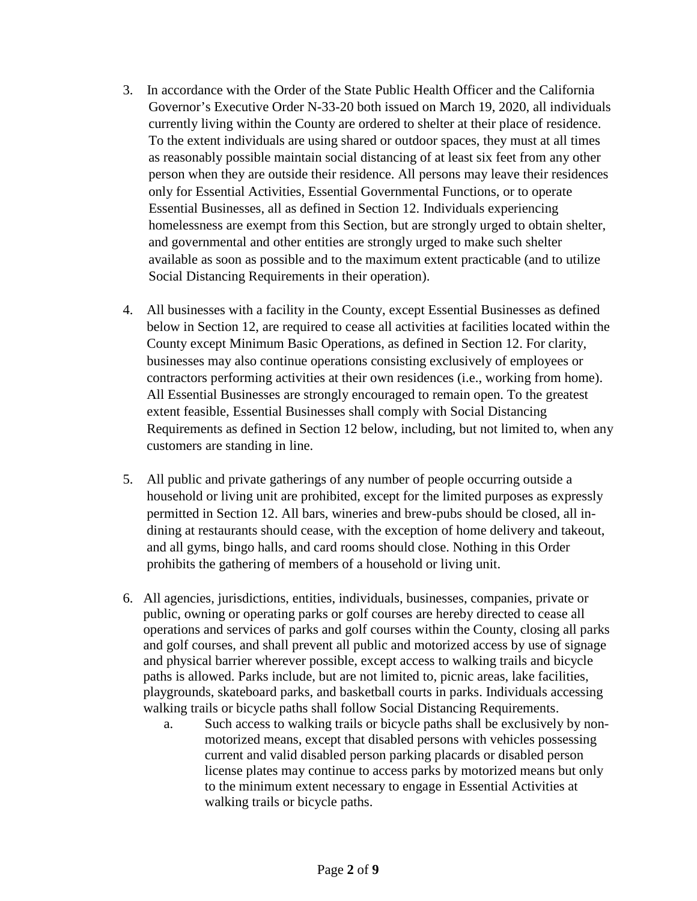3. In accordance with the Order of the State Public Health Officer and the California Governor's Executive Order N-33-20 both issued on March 19, 2020, all individuals currently living within the County are ordered to shelter at their place of residence. To the extent individuals are using shared or outdoor spaces, they must at all times as reasonably possible maintain social distancing of at least six feet from any other person when they are outside their residence. All persons may leave their residences only for Essential Activities, Essential Governmental Functions, or to operate Essential Businesses, all as defined in Section 12. Individuals experiencing homelessness are exempt from this Section, but are strongly urged to obtain shelter, and governmental and other entities are strongly urged to make such shelter available as soon as possible and to the maximum extent practicable (and to utilize Social Distancing Requirements in their operation).

4. All businesses with a facility in the County, except Essential Businesses as defined below in Section 12, are required to cease all activities at facilities located within the County except Minimum Basic Operations, as defined in Section 12. For clarity, businesses may also continue operations consisting exclusively of employees or contractors performing activities at their own residences (i.e., working from home). All Essential Businesses are strongly encouraged to remain open. To the greatest extent feasible, Essential Businesses shall comply with Social Distancing Requirements as defined in Section 12 below, including, but not limited to, when any customers are standing in line.

5. All public and private gatherings of any number of people occurring outside a household or living unit are prohibited, except for the limited purposes as expressly permitted in Section 12. All bars, wineries and brew-pubs should be closed, all in-dining at restaurants should cease, with the exception of home delivery and takeout, and all gyms, bingo halls, and card rooms should close. Nothing in this Order prohibits the gathering of members of a household or living unit.

6. All agencies, jurisdictions, entities, individuals, businesses, companies, private or public, owning or operating parks or golf courses are hereby directed to cease all operations and services of parks and golf courses within the County, closing all parks and golf courses, and shall prevent all public and motorized access by use of signage and physical barrier wherever possible, except access to walking trails and bicycle paths is allowed. Parks include, but are not limited to, picnic areas, lake facilities, playgrounds, skateboard parks, and basketball courts in parks. Individuals accessing walking trails or bicycle paths shall follow Social Distancing Requirements.
    a. Such access to walking trails or bicycle paths shall be exclusively by non-motorized means, except that disabled persons with vehicles possessing current and valid disabled person parking placards or disabled person license plates may continue to access parks by motorized means but only to the minimum extent necessary to engage in Essential Activities at walking trails or bicycle paths.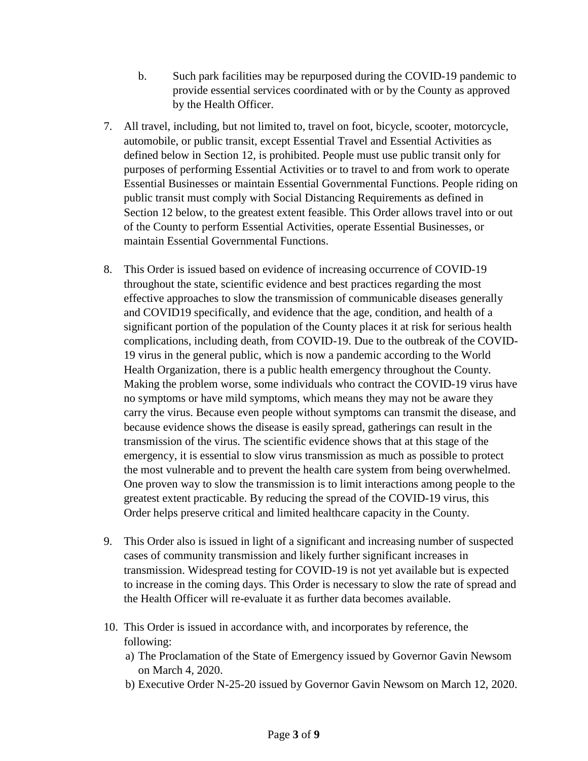b. Such park facilities may be repurposed during the COVID-19 pandemic to provide essential services coordinated with or by the County as approved by the Health Officer.

7. All travel, including, but not limited to, travel on foot, bicycle, scooter, motorcycle, automobile, or public transit, except Essential Travel and Essential Activities as defined below in Section 12, is prohibited. People must use public transit only for purposes of performing Essential Activities or to travel to and from work to operate Essential Businesses or maintain Essential Governmental Functions. People riding on public transit must comply with Social Distancing Requirements as defined in Section 12 below, to the greatest extent feasible. This Order allows travel into or out of the County to perform Essential Activities, operate Essential Businesses, or maintain Essential Governmental Functions.

8. This Order is issued based on evidence of increasing occurrence of COVID-19 throughout the state, scientific evidence and best practices regarding the most effective approaches to slow the transmission of communicable diseases generally and COVID19 specifically, and evidence that the age, condition, and health of a significant portion of the population of the County places it at risk for serious health complications, including death, from COVID-19. Due to the outbreak of the COVID-19 virus in the general public, which is now a pandemic according to the World Health Organization, there is a public health emergency throughout the County. Making the problem worse, some individuals who contract the COVID-19 virus have no symptoms or have mild symptoms, which means they may not be aware they carry the virus. Because even people without symptoms can transmit the disease, and because evidence shows the disease is easily spread, gatherings can result in the transmission of the virus. The scientific evidence shows that at this stage of the emergency, it is essential to slow virus transmission as much as possible to protect the most vulnerable and to prevent the health care system from being overwhelmed. One proven way to slow the transmission is to limit interactions among people to the greatest extent practicable. By reducing the spread of the COVID-19 virus, this Order helps preserve critical and limited healthcare capacity in the County.

9. This Order also is issued in light of a significant and increasing number of suspected cases of community transmission and likely further significant increases in transmission. Widespread testing for COVID-19 is not yet available but is expected to increase in the coming days. This Order is necessary to slow the rate of spread and the Health Officer will re-evaluate it as further data becomes available.

10. This Order is issued in accordance with, and incorporates by reference, the following:
    a) The Proclamation of the State of Emergency issued by Governor Gavin Newsom on March 4, 2020.
    b) Executive Order N-25-20 issued by Governor Gavin Newsom on March 12, 2020.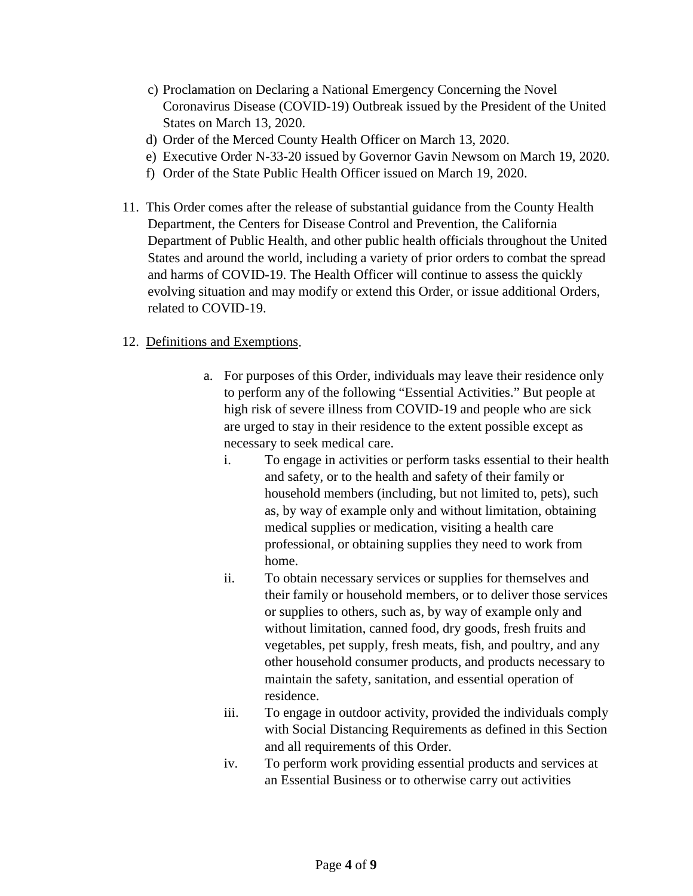c) Proclamation on Declaring a National Emergency Concerning the Novel Coronavirus Disease (COVID-19) Outbreak issued by the President of the United States on March 13, 2020.
d) Order of the Merced County Health Officer on March 13, 2020.
e) Executive Order N-33-20 issued by Governor Gavin Newsom on March 19, 2020.
f) Order of the State Public Health Officer issued on March 19, 2020.

11. This Order comes after the release of substantial guidance from the County Health Department, the Centers for Disease Control and Prevention, the California Department of Public Health, and other public health officials throughout the United States and around the world, including a variety of prior orders to combat the spread and harms of COVID-19. The Health Officer will continue to assess the quickly evolving situation and may modify or extend this Order, or issue additional Orders, related to COVID-19.

12. <u>Definitions and Exemptions</u>.

    a. For purposes of this Order, individuals may leave their residence only to perform any of the following "Essential Activities." But people at high risk of severe illness from COVID-19 and people who are sick are urged to stay in their residence to the extent possible except as necessary to seek medical care.

        i. To engage in activities or perform tasks essential to their health and safety, or to the health and safety of their family or household members (including, but not limited to, pets), such as, by way of example only and without limitation, obtaining medical supplies or medication, visiting a health care professional, or obtaining supplies they need to work from home.

        ii. To obtain necessary services or supplies for themselves and their family or household members, or to deliver those services or supplies to others, such as, by way of example only and without limitation, canned food, dry goods, fresh fruits and vegetables, pet supply, fresh meats, fish, and poultry, and any other household consumer products, and products necessary to maintain the safety, sanitation, and essential operation of residence.

        iii. To engage in outdoor activity, provided the individuals comply with Social Distancing Requirements as defined in this Section and all requirements of this Order.

        iv. To perform work providing essential products and services at an Essential Business or to otherwise carry out activities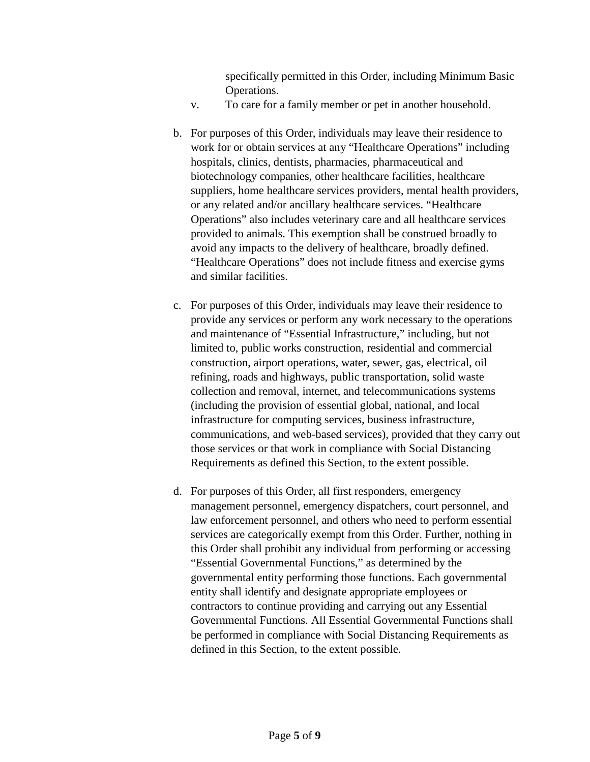specifically permitted in this Order, including Minimum Basic Operations.

v. To care for a family member or pet in another household.

b. For purposes of this Order, individuals may leave their residence to work for or obtain services at any "Healthcare Operations" including hospitals, clinics, dentists, pharmacies, pharmaceutical and biotechnology companies, other healthcare facilities, healthcare suppliers, home healthcare services providers, mental health providers, or any related and/or ancillary healthcare services. "Healthcare Operations" also includes veterinary care and all healthcare services provided to animals. This exemption shall be construed broadly to avoid any impacts to the delivery of healthcare, broadly defined. "Healthcare Operations" does not include fitness and exercise gyms and similar facilities.

c. For purposes of this Order, individuals may leave their residence to provide any services or perform any work necessary to the operations and maintenance of "Essential Infrastructure," including, but not limited to, public works construction, residential and commercial construction, airport operations, water, sewer, gas, electrical, oil refining, roads and highways, public transportation, solid waste collection and removal, internet, and telecommunications systems (including the provision of essential global, national, and local infrastructure for computing services, business infrastructure, communications, and web-based services), provided that they carry out those services or that work in compliance with Social Distancing Requirements as defined this Section, to the extent possible.

d. For purposes of this Order, all first responders, emergency management personnel, emergency dispatchers, court personnel, and law enforcement personnel, and others who need to perform essential services are categorically exempt from this Order. Further, nothing in this Order shall prohibit any individual from performing or accessing "Essential Governmental Functions," as determined by the governmental entity performing those functions. Each governmental entity shall identify and designate appropriate employees or contractors to continue providing and carrying out any Essential Governmental Functions. All Essential Governmental Functions shall be performed in compliance with Social Distancing Requirements as defined in this Section, to the extent possible.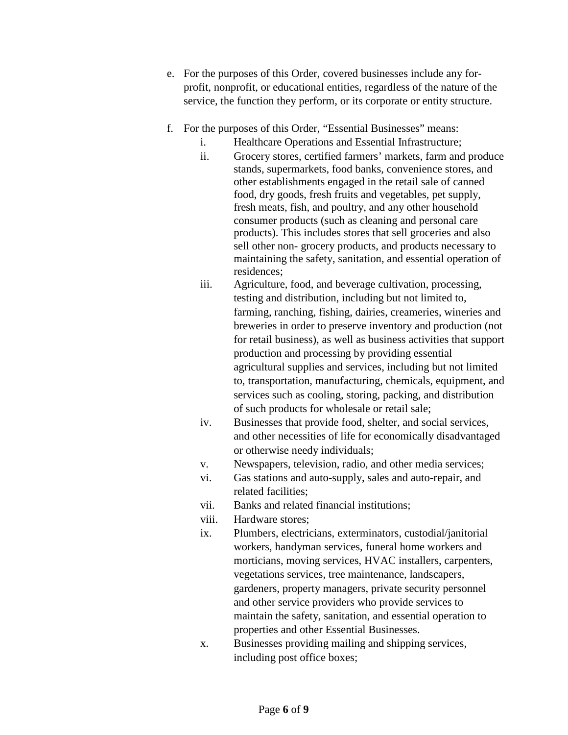e. For the purposes of this Order, covered businesses include any for-profit, nonprofit, or educational entities, regardless of the nature of the service, the function they perform, or its corporate or entity structure.

f. For the purposes of this Order, "Essential Businesses" means:

   i. Healthcare Operations and Essential Infrastructure;

   ii. Grocery stores, certified farmers' markets, farm and produce stands, supermarkets, food banks, convenience stores, and other establishments engaged in the retail sale of canned food, dry goods, fresh fruits and vegetables, pet supply, fresh meats, fish, and poultry, and any other household consumer products (such as cleaning and personal care products). This includes stores that sell groceries and also sell other non- grocery products, and products necessary to maintaining the safety, sanitation, and essential operation of residences;

   iii. Agriculture, food, and beverage cultivation, processing, testing and distribution, including but not limited to, farming, ranching, fishing, dairies, creameries, wineries and breweries in order to preserve inventory and production (not for retail business), as well as business activities that support production and processing by providing essential agricultural supplies and services, including but not limited to, transportation, manufacturing, chemicals, equipment, and services such as cooling, storing, packing, and distribution of such products for wholesale or retail sale;

   iv. Businesses that provide food, shelter, and social services, and other necessities of life for economically disadvantaged or otherwise needy individuals;

   v. Newspapers, television, radio, and other media services;

   vi. Gas stations and auto-supply, sales and auto-repair, and related facilities;

   vii. Banks and related financial institutions;

   viii. Hardware stores;

   ix. Plumbers, electricians, exterminators, custodial/janitorial workers, handyman services, funeral home workers and morticians, moving services, HVAC installers, carpenters, vegetations services, tree maintenance, landscapers, gardeners, property managers, private security personnel and other service providers who provide services to maintain the safety, sanitation, and essential operation to properties and other Essential Businesses.

   x. Businesses providing mailing and shipping services, including post office boxes;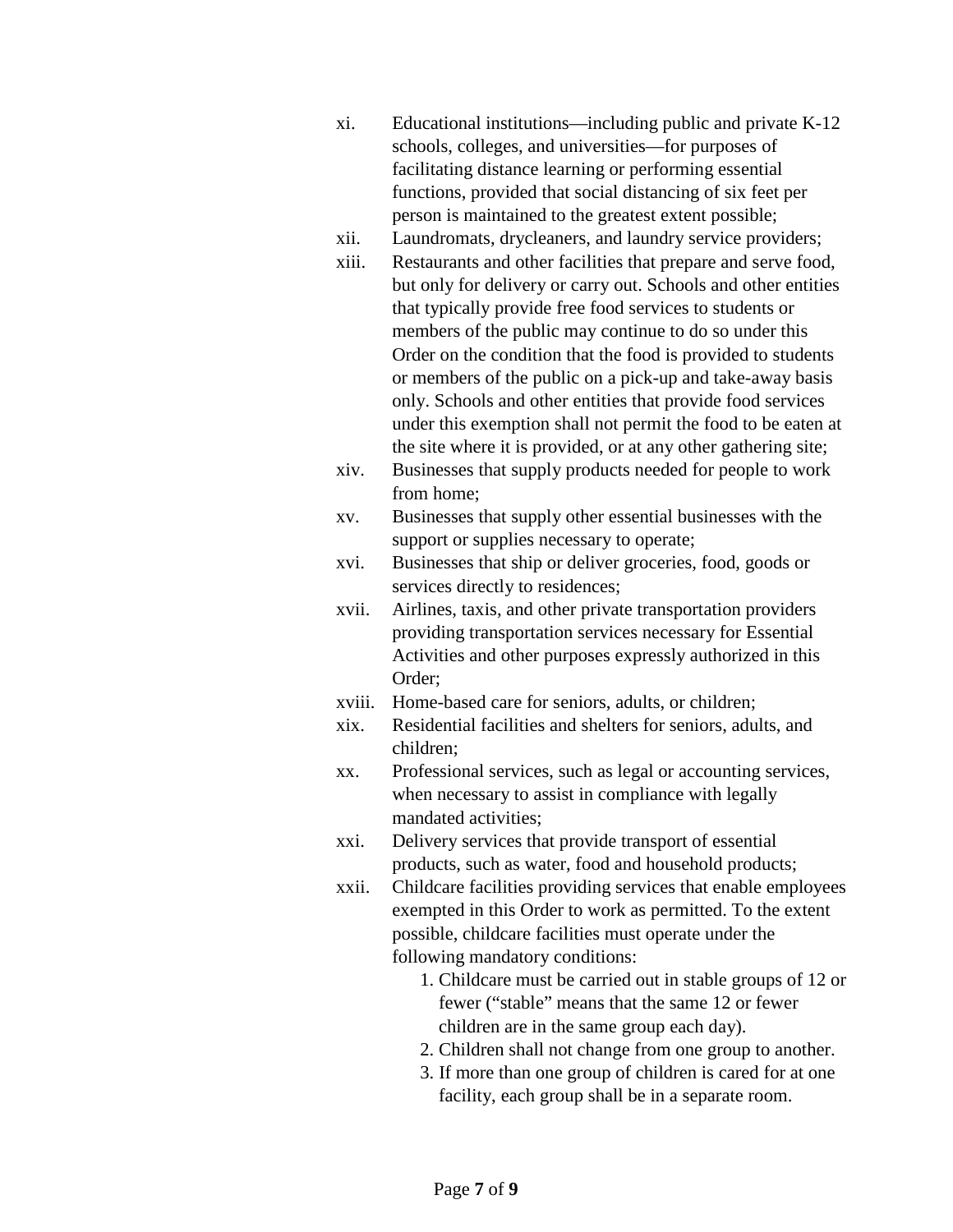xi. Educational institutions—including public and private K-12 schools, colleges, and universities—for purposes of facilitating distance learning or performing essential functions, provided that social distancing of six feet per person is maintained to the greatest extent possible;

xii. Laundromats, drycleaners, and laundry service providers;

xiii. Restaurants and other facilities that prepare and serve food, but only for delivery or carry out. Schools and other entities that typically provide free food services to students or members of the public may continue to do so under this Order on the condition that the food is provided to students or members of the public on a pick-up and take-away basis only. Schools and other entities that provide food services under this exemption shall not permit the food to be eaten at the site where it is provided, or at any other gathering site;

xiv. Businesses that supply products needed for people to work from home;

xv. Businesses that supply other essential businesses with the support or supplies necessary to operate;

xvi. Businesses that ship or deliver groceries, food, goods or services directly to residences;

xvii. Airlines, taxis, and other private transportation providers providing transportation services necessary for Essential Activities and other purposes expressly authorized in this Order;

xviii. Home-based care for seniors, adults, or children;

xix. Residential facilities and shelters for seniors, adults, and children;

xx. Professional services, such as legal or accounting services, when necessary to assist in compliance with legally mandated activities;

xxi. Delivery services that provide transport of essential products, such as water, food and household products;

xxii. Childcare facilities providing services that enable employees exempted in this Order to work as permitted. To the extent possible, childcare facilities must operate under the following mandatory conditions:

1. Childcare must be carried out in stable groups of 12 or fewer ("stable" means that the same 12 or fewer children are in the same group each day).
2. Children shall not change from one group to another.
3. If more than one group of children is cared for at one facility, each group shall be in a separate room.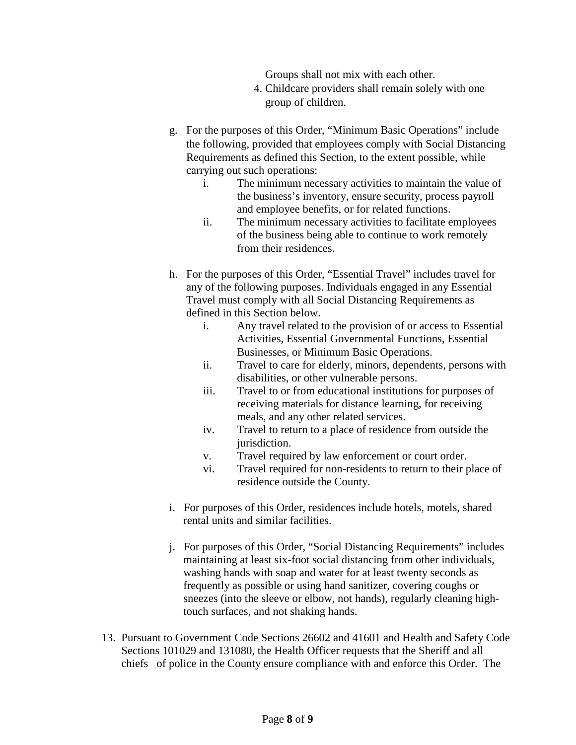Groups shall not mix with each other.

4. Childcare providers shall remain solely with one group of children.

g. For the purposes of this Order, “Minimum Basic Operations” include the following, provided that employees comply with Social Distancing Requirements as defined this Section, to the extent possible, while carrying out such operations:

   i. The minimum necessary activities to maintain the value of the business’s inventory, ensure security, process payroll and employee benefits, or for related functions.

   ii. The minimum necessary activities to facilitate employees of the business being able to continue to work remotely from their residences.

h. For the purposes of this Order, “Essential Travel” includes travel for any of the following purposes. Individuals engaged in any Essential Travel must comply with all Social Distancing Requirements as defined in this Section below.

   i. Any travel related to the provision of or access to Essential Activities, Essential Governmental Functions, Essential Businesses, or Minimum Basic Operations.

   ii. Travel to care for elderly, minors, dependents, persons with disabilities, or other vulnerable persons.

   iii. Travel to or from educational institutions for purposes of receiving materials for distance learning, for receiving meals, and any other related services.

   iv. Travel to return to a place of residence from outside the jurisdiction.

   v. Travel required by law enforcement or court order.

   vi. Travel required for non-residents to return to their place of residence outside the County.

i. For purposes of this Order, residences include hotels, motels, shared rental units and similar facilities.

j. For purposes of this Order, “Social Distancing Requirements” includes maintaining at least six-foot social distancing from other individuals, washing hands with soap and water for at least twenty seconds as frequently as possible or using hand sanitizer, covering coughs or sneezes (into the sleeve or elbow, not hands), regularly cleaning high-touch surfaces, and not shaking hands.

13. Pursuant to Government Code Sections 26602 and 41601 and Health and Safety Code Sections 101029 and 131080, the Health Officer requests that the Sheriff and all chiefs of police in the County ensure compliance with and enforce this Order. The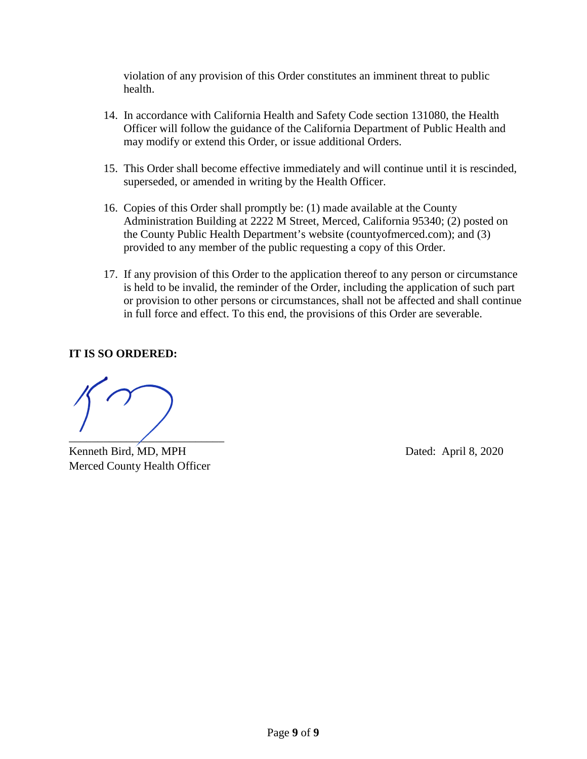violation of any provision of this Order constitutes an imminent threat to public health.

14. In accordance with California Health and Safety Code section 131080, the Health Officer will follow the guidance of the California Department of Public Health and may modify or extend this Order, or issue additional Orders.

15. This Order shall become effective immediately and will continue until it is rescinded, superseded, or amended in writing by the Health Officer.

16. Copies of this Order shall promptly be: (1) made available at the County Administration Building at 2222 M Street, Merced, California 95340; (2) posted on the County Public Health Department's website (countyofmerced.com); and (3) provided to any member of the public requesting a copy of this Order.

17. If any provision of this Order to the application thereof to any person or circumstance is held to be invalid, the reminder of the Order, including the application of such part or provision to other persons or circumstances, shall not be affected and shall continue in full force and effect. To this end, the provisions of this Order are severable.

**IT IS SO ORDERED:**

\_\_\_\_\_\_\_\_\_\_\_\_\_\_\_\_\_\_\_\_\_\_\_\_\_\_\_\_\_\_

Kenneth Bird, MD, MPH
Merced County Health Officer

Dated: April 8, 2020